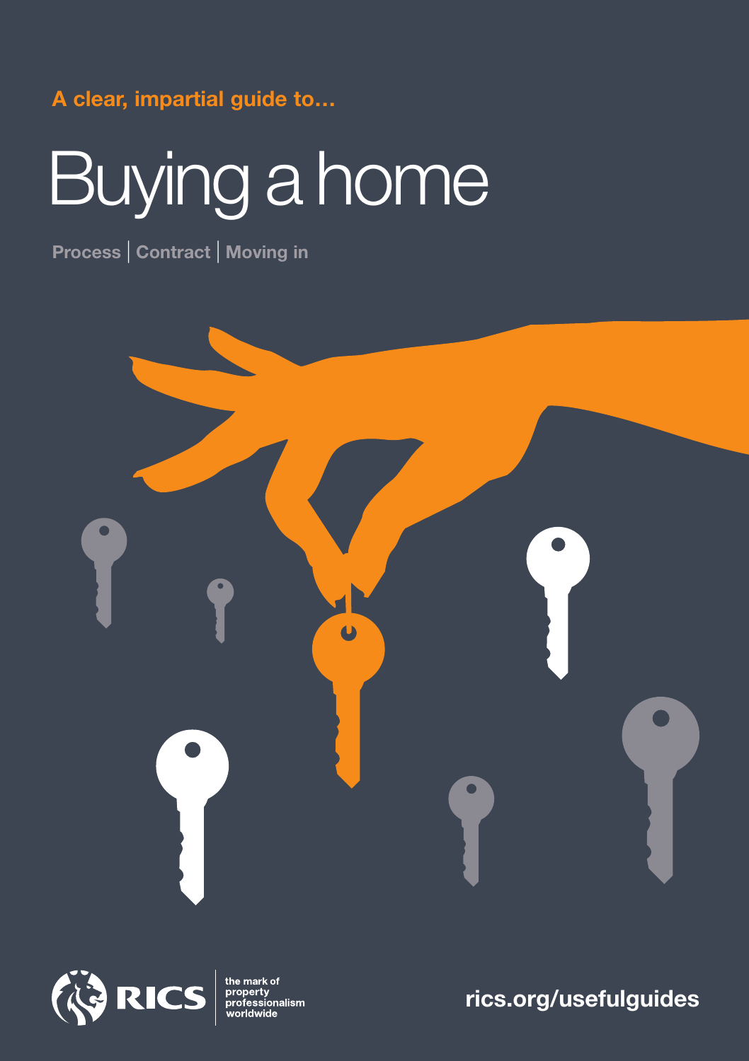A clear, impartial guide to...

# Buying a home

Process | Contract | Moving in

RICS the mark of property professionalism worldwide

rics.org/usefulguides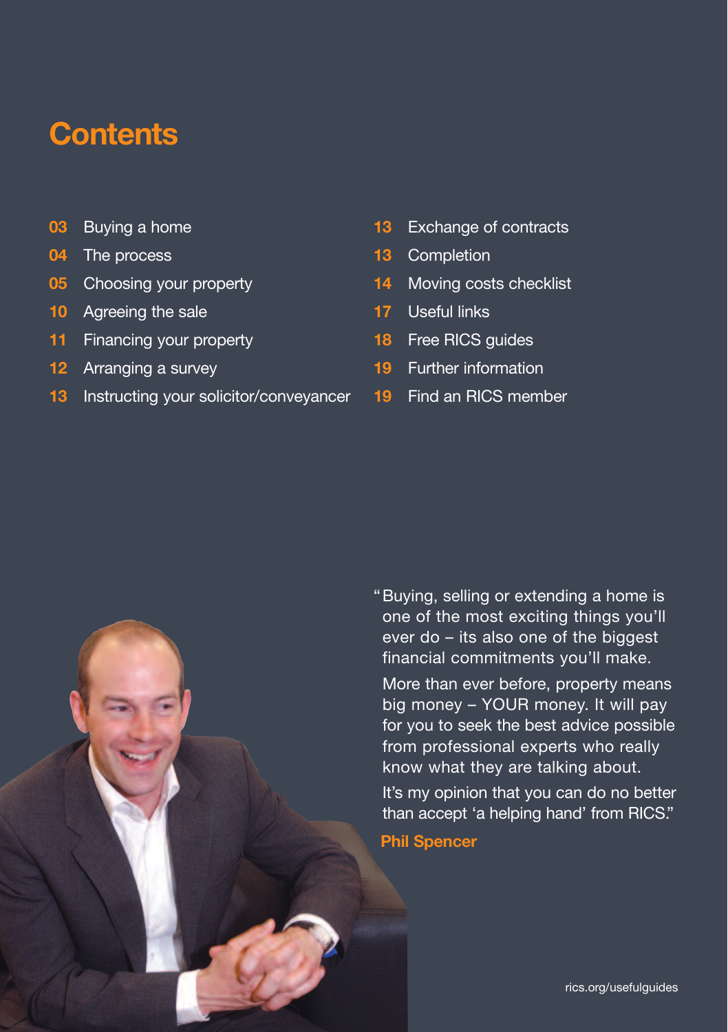# Contents

- 03 Buying a home
- 04 The process
- 05 Choosing your property
- 10 Agreeing the sale
- 11 Financing your property
- 12 Arranging a survey
- 13 Instructing your solicitor/conveyancer
- 13 Exchange of contracts
- 13 Completion
- 14 Moving costs checklist
- 17 Useful links
- 18 Free RICS guides
- 19 Further information
- 19 Find an RICS member

"Buying, selling or extending a home is one of the most exciting things you'll ever do – its also one of the biggest financial commitments you'll make.

More than ever before, property means big money – YOUR money. It will pay for you to seek the best advice possible from professional experts who really know what they are talking about.

It's my opinion that you can do no better than accept 'a helping hand' from RICS."

**Phil Spencer**

rics.org/usefulguides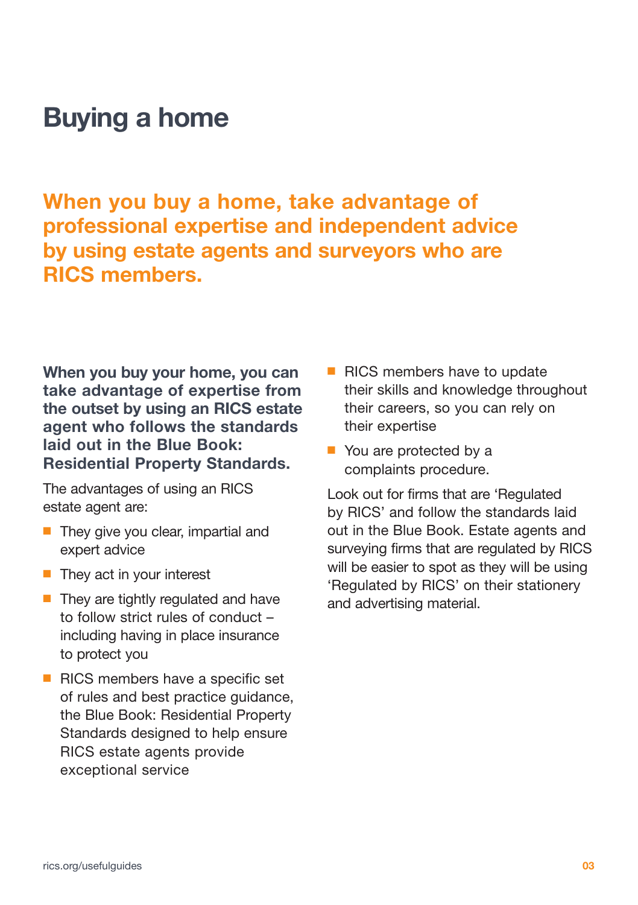# Buying a home

## When you buy a home, take advantage of professional expertise and independent advice by using estate agents and surveyors who are RICS members.

**When you buy your home, you can take advantage of expertise from the outset by using an RICS estate agent who follows the standards laid out in the Blue Book: Residential Property Standards.**

The advantages of using an RICS estate agent are:

- They give you clear, impartial and expert advice
- They act in your interest
- They are tightly regulated and have to follow strict rules of conduct – including having in place insurance to protect you
- RICS members have a specific set of rules and best practice guidance, the Blue Book: Residential Property Standards designed to help ensure RICS estate agents provide exceptional service
- RICS members have to update their skills and knowledge throughout their careers, so you can rely on their expertise
- You are protected by a complaints procedure.

Look out for firms that are 'Regulated by RICS' and follow the standards laid out in the Blue Book. Estate agents and surveying firms that are regulated by RICS will be easier to spot as they will be using 'Regulated by RICS' on their stationery and advertising material.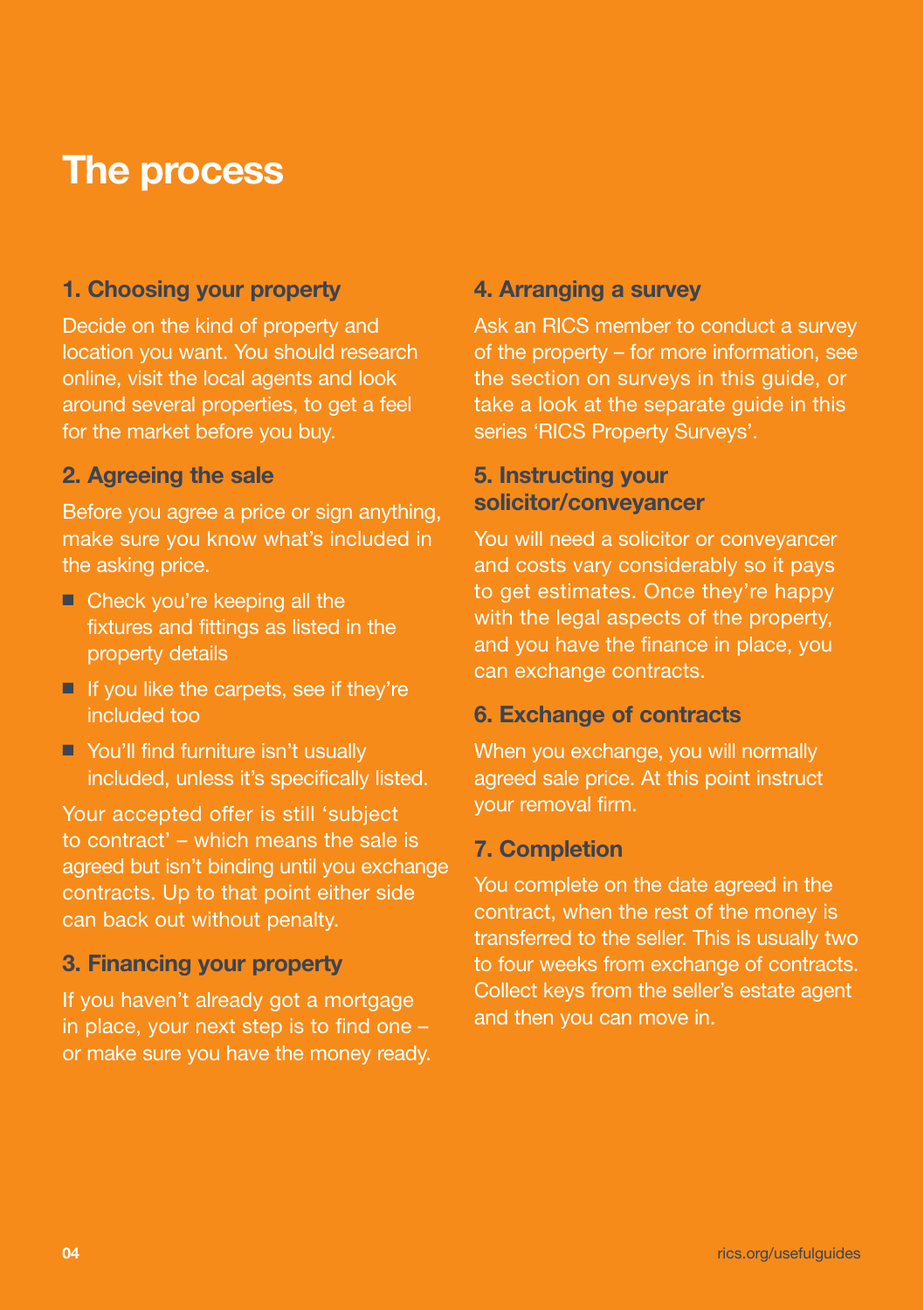# The process

## 1. Choosing your property

Decide on the kind of property and location you want. You should research online, visit the local agents and look around several properties, to get a feel for the market before you buy.

## 2. Agreeing the sale

Before you agree a price or sign anything, make sure you know what's included in the asking price.

- Check you're keeping all the fixtures and fittings as listed in the property details
- If you like the carpets, see if they're included too
- You'll find furniture isn't usually included, unless it's specifically listed.

Your accepted offer is still 'subject to contract' – which means the sale is agreed but isn't binding until you exchange contracts. Up to that point either side can back out without penalty.

## 3. Financing your property

If you haven't already got a mortgage in place, your next step is to find one – or make sure you have the money ready.

## 4. Arranging a survey

Ask an RICS member to conduct a survey of the property – for more information, see the section on surveys in this guide, or take a look at the separate guide in this series 'RICS Property Surveys'.

## 5. Instructing your solicitor/conveyancer

You will need a solicitor or conveyancer and costs vary considerably so it pays to get estimates. Once they're happy with the legal aspects of the property, and you have the finance in place, you can exchange contracts.

## 6. Exchange of contracts

When you exchange, you will normally agreed sale price. At this point instruct your removal firm.

## 7. Completion

You complete on the date agreed in the contract, when the rest of the money is transferred to the seller. This is usually two to four weeks from exchange of contracts. Collect keys from the seller's estate agent and then you can move in.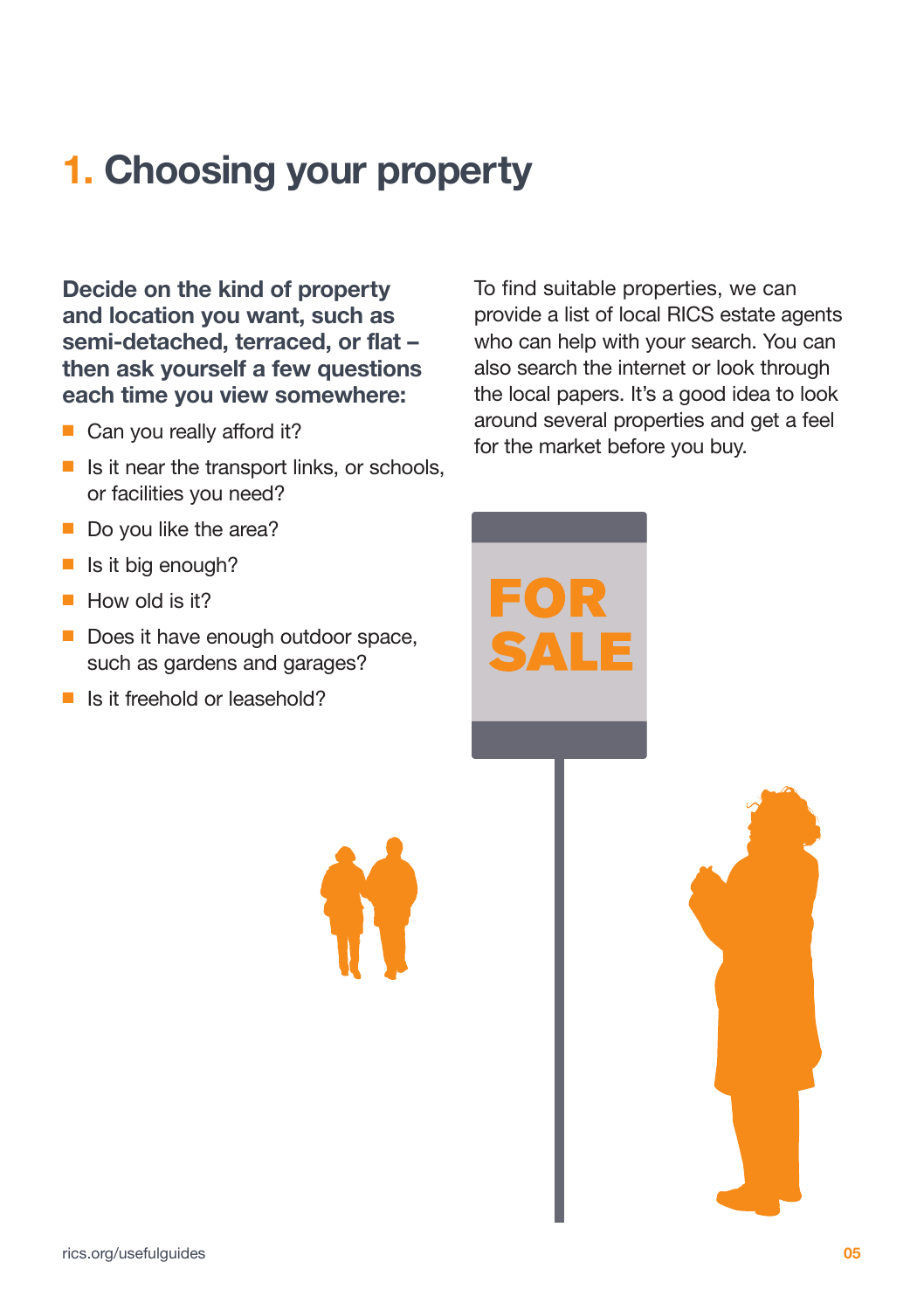# 1. Choosing your property

**Decide on the kind of property and location you want, such as semi-detached, terraced, or flat – then ask yourself a few questions each time you view somewhere:**

- Can you really afford it?
- Is it near the transport links, or schools, or facilities you need?
- Do you like the area?
- Is it big enough?
- How old is it?
- Does it have enough outdoor space, such as gardens and garages?
- Is it freehold or leasehold?

To find suitable properties, we can provide a list of local RICS estate agents who can help with your search. You can also search the internet or look through the local papers. It's a good idea to look around several properties and get a feel for the market before you buy.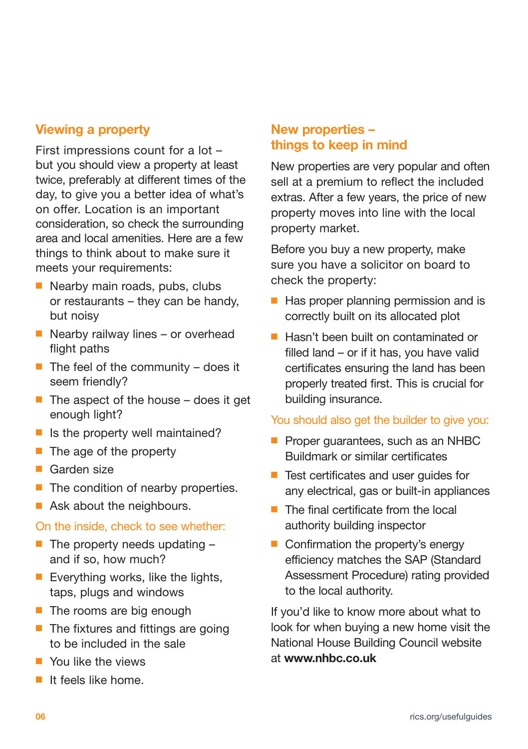## Viewing a property

First impressions count for a lot – but you should view a property at least twice, preferably at different times of the day, to give you a better idea of what's on offer. Location is an important consideration, so check the surrounding area and local amenities. Here are a few things to think about to make sure it meets your requirements:

- Nearby main roads, pubs, clubs or restaurants – they can be handy, but noisy
- Nearby railway lines – or overhead flight paths
- The feel of the community – does it seem friendly?
- The aspect of the house – does it get enough light?
- Is the property well maintained?
- The age of the property
- Garden size
- The condition of nearby properties.
- Ask about the neighbours.

### On the inside, check to see whether:

- The property needs updating – and if so, how much?
- Everything works, like the lights, taps, plugs and windows
- The rooms are big enough
- The fixtures and fittings are going to be included in the sale
- You like the views
- It feels like home.

## New properties – things to keep in mind

New properties are very popular and often sell at a premium to reflect the included extras. After a few years, the price of new property moves into line with the local property market.

Before you buy a new property, make sure you have a solicitor on board to check the property:

- Has proper planning permission and is correctly built on its allocated plot
- Hasn't been built on contaminated or filled land – or if it has, you have valid certificates ensuring the land has been properly treated first. This is crucial for building insurance.

### You should also get the builder to give you:

- Proper guarantees, such as an NHBC Buildmark or similar certificates
- Test certificates and user guides for any electrical, gas or built-in appliances
- The final certificate from the local authority building inspector
- Confirmation the property's energy efficiency matches the SAP (Standard Assessment Procedure) rating provided to the local authority.

If you'd like to know more about what to look for when buying a new home visit the National House Building Council website at **www.nhbc.co.uk**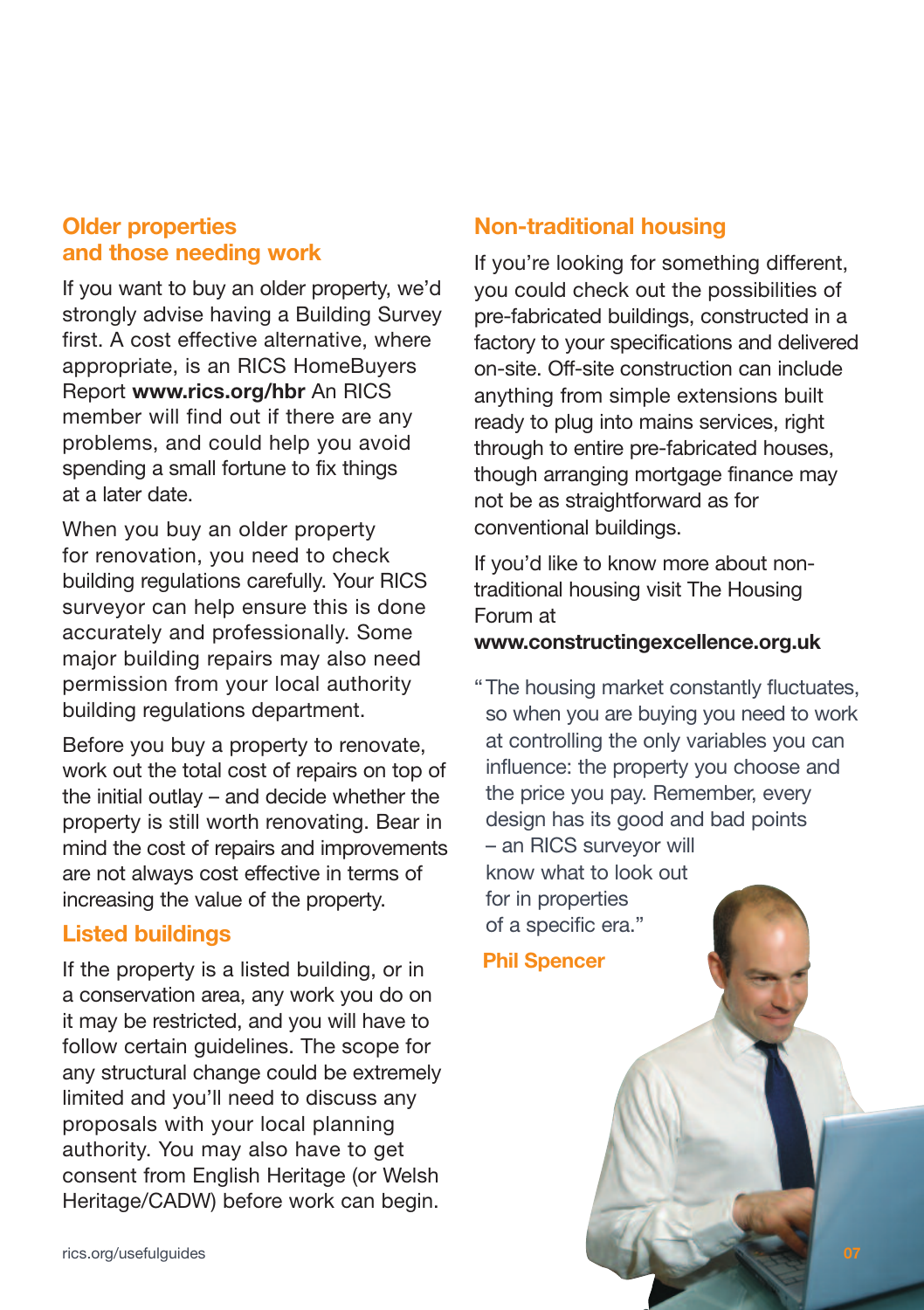## Older properties and those needing work

If you want to buy an older property, we'd strongly advise having a Building Survey first. A cost effective alternative, where appropriate, is an RICS HomeBuyers Report **www.rics.org/hbr** An RICS member will find out if there are any problems, and could help you avoid spending a small fortune to fix things at a later date.

When you buy an older property for renovation, you need to check building regulations carefully. Your RICS surveyor can help ensure this is done accurately and professionally. Some major building repairs may also need permission from your local authority building regulations department.

Before you buy a property to renovate, work out the total cost of repairs on top of the initial outlay – and decide whether the property is still worth renovating. Bear in mind the cost of repairs and improvements are not always cost effective in terms of increasing the value of the property.

## Listed buildings

If the property is a listed building, or in a conservation area, any work you do on it may be restricted, and you will have to follow certain guidelines. The scope for any structural change could be extremely limited and you'll need to discuss any proposals with your local planning authority. You may also have to get consent from English Heritage (or Welsh Heritage/CADW) before work can begin.

## Non-traditional housing

If you're looking for something different, you could check out the possibilities of pre-fabricated buildings, constructed in a factory to your specifications and delivered on-site. Off-site construction can include anything from simple extensions built ready to plug into mains services, right through to entire pre-fabricated houses, though arranging mortgage finance may not be as straightforward as for conventional buildings.

If you'd like to know more about non-traditional housing visit The Housing Forum at **www.constructingexcellence.org.uk**

"The housing market constantly fluctuates, so when you are buying you need to work at controlling the only variables you can influence: the property you choose and the price you pay. Remember, every design has its good and bad points – an RICS surveyor will know what to look out for in properties of a specific era."

**Phil Spencer**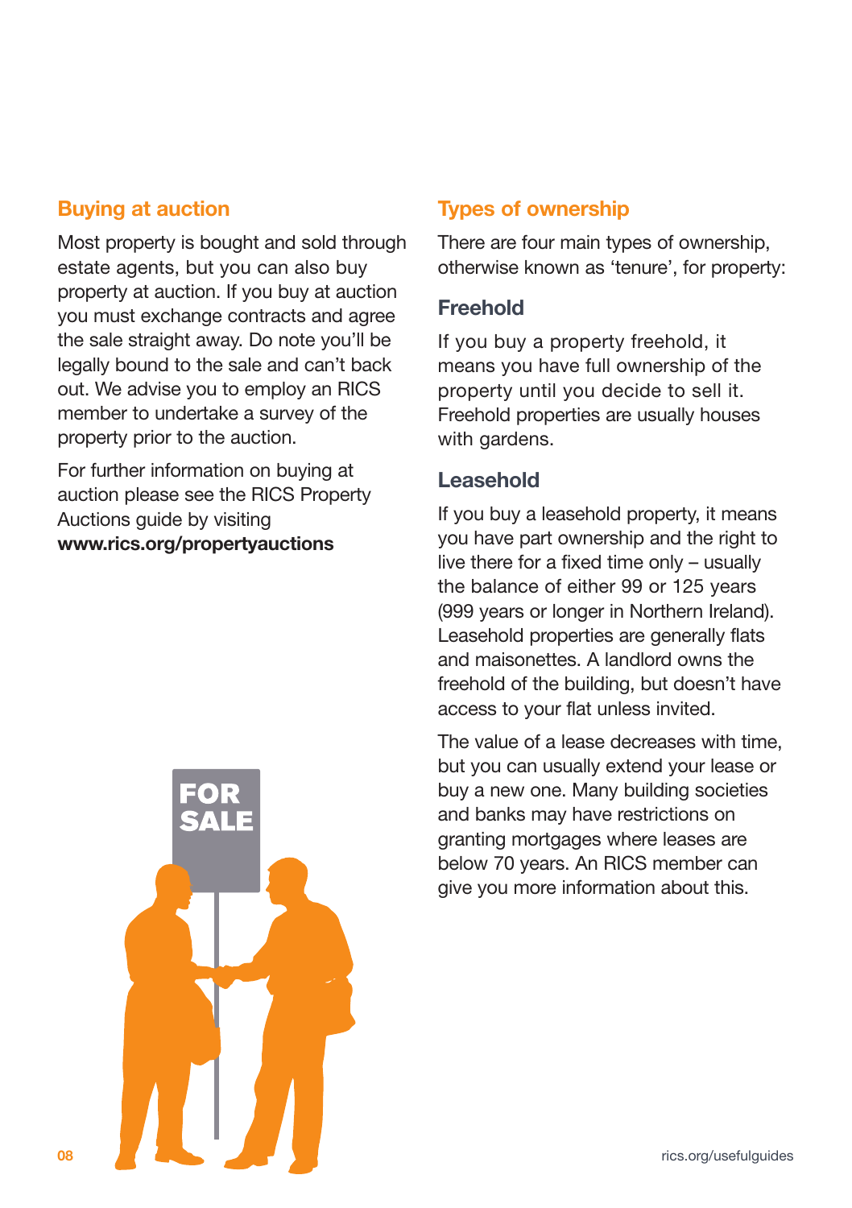## Buying at auction

Most property is bought and sold through estate agents, but you can also buy property at auction. If you buy at auction you must exchange contracts and agree the sale straight away. Do note you'll be legally bound to the sale and can't back out. We advise you to employ an RICS member to undertake a survey of the property prior to the auction.

For further information on buying at auction please see the RICS Property Auctions guide by visiting **www.rics.org/propertyauctions**

## Types of ownership

There are four main types of ownership, otherwise known as 'tenure', for property:

### Freehold

If you buy a property freehold, it means you have full ownership of the property until you decide to sell it. Freehold properties are usually houses with gardens.

### Leasehold

If you buy a leasehold property, it means you have part ownership and the right to live there for a fixed time only – usually the balance of either 99 or 125 years (999 years or longer in Northern Ireland). Leasehold properties are generally flats and maisonettes. A landlord owns the freehold of the building, but doesn't have access to your flat unless invited.

The value of a lease decreases with time, but you can usually extend your lease or buy a new one. Many building societies and banks may have restrictions on granting mortgages where leases are below 70 years. An RICS member can give you more information about this.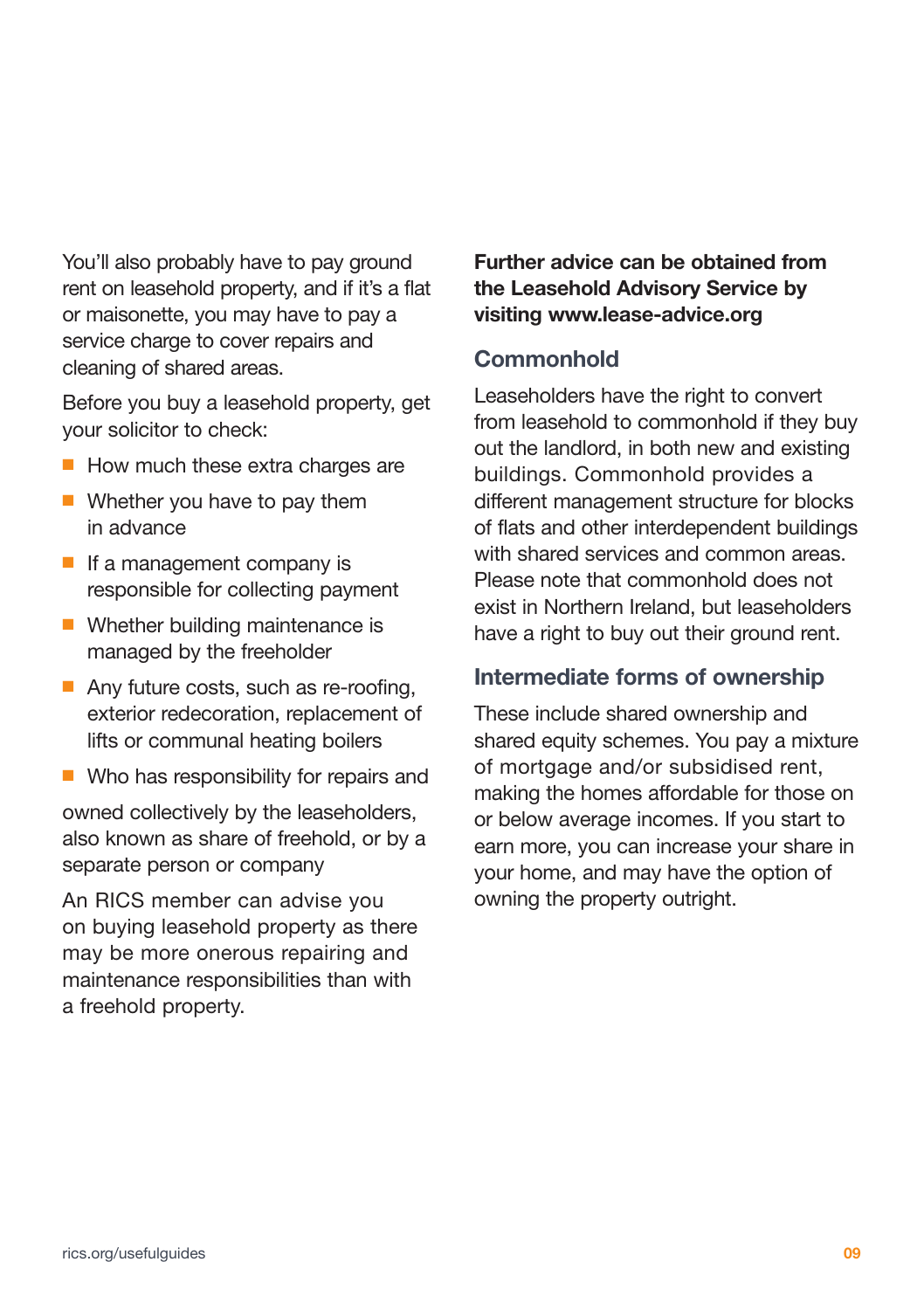You'll also probably have to pay ground rent on leasehold property, and if it's a flat or maisonette, you may have to pay a service charge to cover repairs and cleaning of shared areas.

Before you buy a leasehold property, get your solicitor to check:

- How much these extra charges are
- Whether you have to pay them in advance
- If a management company is responsible for collecting payment
- Whether building maintenance is managed by the freeholder
- Any future costs, such as re-roofing, exterior redecoration, replacement of lifts or communal heating boilers
- Who has responsibility for repairs and

owned collectively by the leaseholders, also known as share of freehold, or by a separate person or company

An RICS member can advise you on buying leasehold property as there may be more onerous repairing and maintenance responsibilities than with a freehold property.

**Further advice can be obtained from the Leasehold Advisory Service by visiting www.lease-advice.org**

## Commonhold

Leaseholders have the right to convert from leasehold to commonhold if they buy out the landlord, in both new and existing buildings. Commonhold provides a different management structure for blocks of flats and other interdependent buildings with shared services and common areas. Please note that commonhold does not exist in Northern Ireland, but leaseholders have a right to buy out their ground rent.

## Intermediate forms of ownership

These include shared ownership and shared equity schemes. You pay a mixture of mortgage and/or subsidised rent, making the homes affordable for those on or below average incomes. If you start to earn more, you can increase your share in your home, and may have the option of owning the property outright.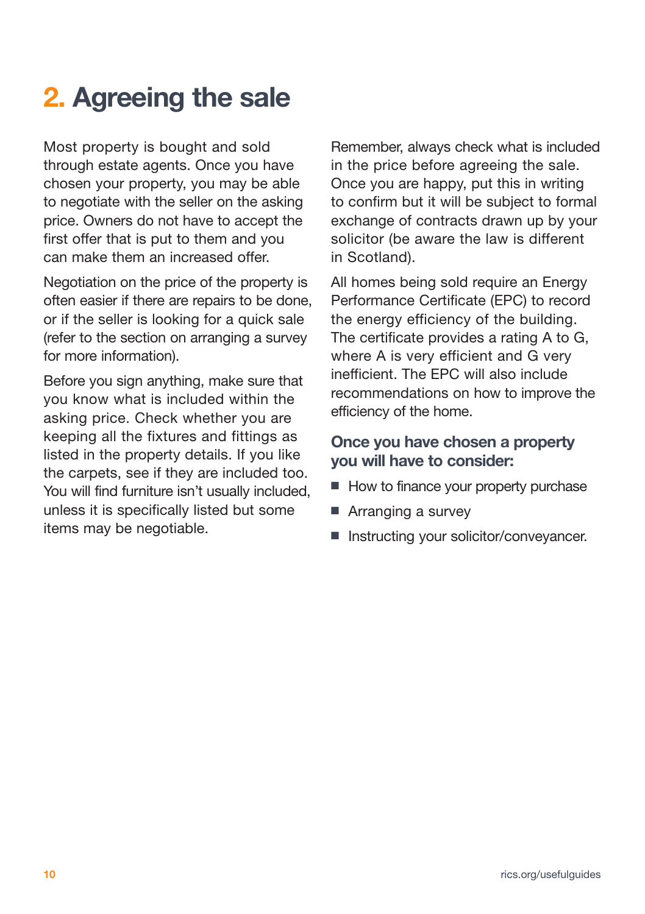# 2. Agreeing the sale

Most property is bought and sold through estate agents. Once you have chosen your property, you may be able to negotiate with the seller on the asking price. Owners do not have to accept the first offer that is put to them and you can make them an increased offer.

Negotiation on the price of the property is often easier if there are repairs to be done, or if the seller is looking for a quick sale (refer to the section on arranging a survey for more information).

Before you sign anything, make sure that you know what is included within the asking price. Check whether you are keeping all the fixtures and fittings as listed in the property details. If you like the carpets, see if they are included too. You will find furniture isn't usually included, unless it is specifically listed but some items may be negotiable.

Remember, always check what is included in the price before agreeing the sale. Once you are happy, put this in writing to confirm but it will be subject to formal exchange of contracts drawn up by your solicitor (be aware the law is different in Scotland).

All homes being sold require an Energy Performance Certificate (EPC) to record the energy efficiency of the building. The certificate provides a rating A to G, where A is very efficient and G very inefficient. The EPC will also include recommendations on how to improve the efficiency of the home.

### Once you have chosen a property you will have to consider:

- How to finance your property purchase
- Arranging a survey
- Instructing your solicitor/conveyancer.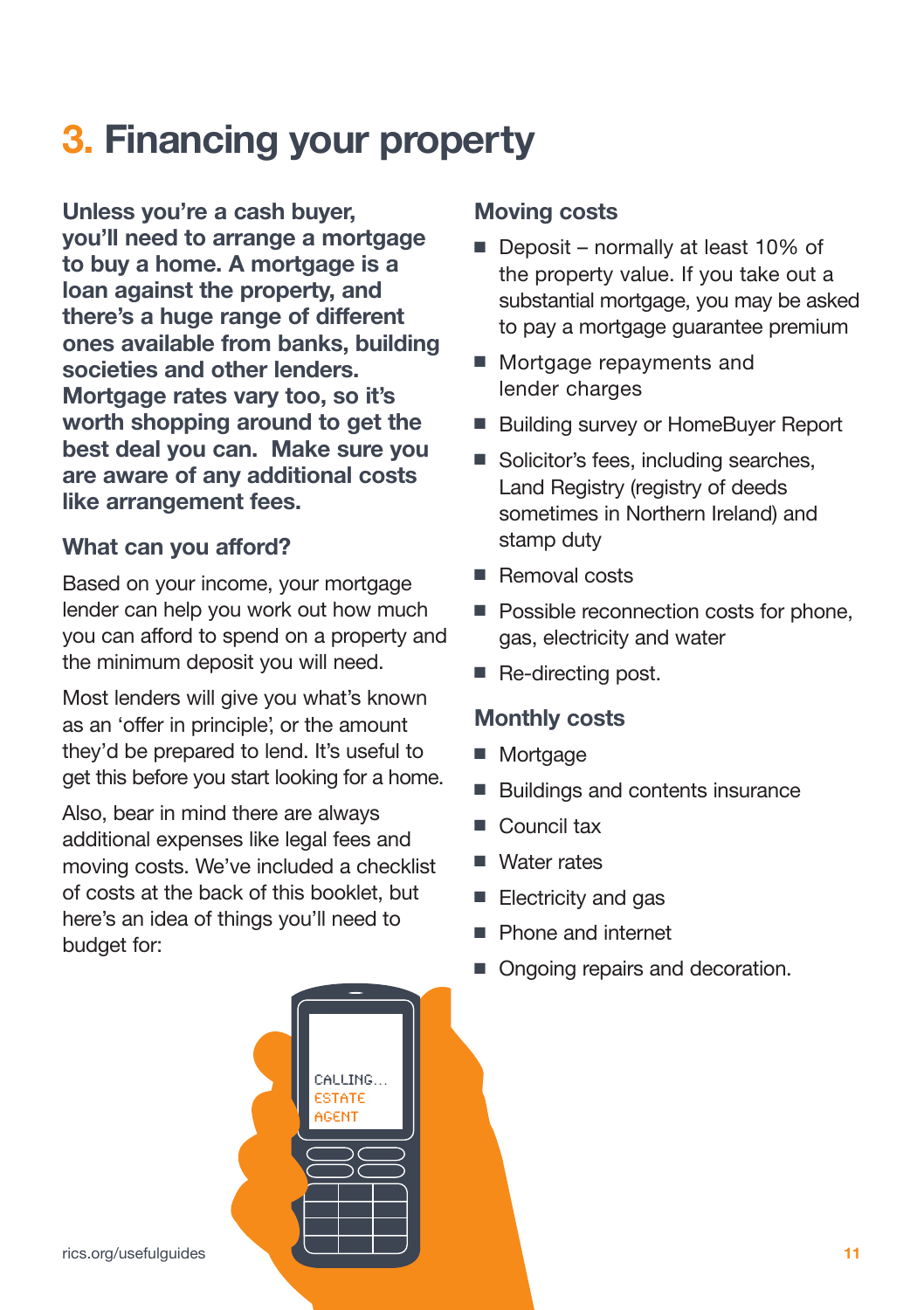# 3. Financing your property

**Unless you're a cash buyer, you'll need to arrange a mortgage to buy a home. A mortgage is a loan against the property, and there's a huge range of different ones available from banks, building societies and other lenders. Mortgage rates vary too, so it's worth shopping around to get the best deal you can. Make sure you are aware of any additional costs like arrangement fees.**

## What can you afford?

Based on your income, your mortgage lender can help you work out how much you can afford to spend on a property and the minimum deposit you will need.

Most lenders will give you what's known as an 'offer in principle', or the amount they'd be prepared to lend. It's useful to get this before you start looking for a home.

Also, bear in mind there are always additional expenses like legal fees and moving costs. We've included a checklist of costs at the back of this booklet, but here's an idea of things you'll need to budget for:

## Moving costs

- Deposit – normally at least 10% of the property value. If you take out a substantial mortgage, you may be asked to pay a mortgage guarantee premium
- Mortgage repayments and lender charges
- Building survey or HomeBuyer Report
- Solicitor's fees, including searches, Land Registry (registry of deeds sometimes in Northern Ireland) and stamp duty
- Removal costs
- Possible reconnection costs for phone, gas, electricity and water
- Re-directing post.

## Monthly costs

- Mortgage
- Buildings and contents insurance
- Council tax
- Water rates
- Electricity and gas
- Phone and internet
- Ongoing repairs and decoration.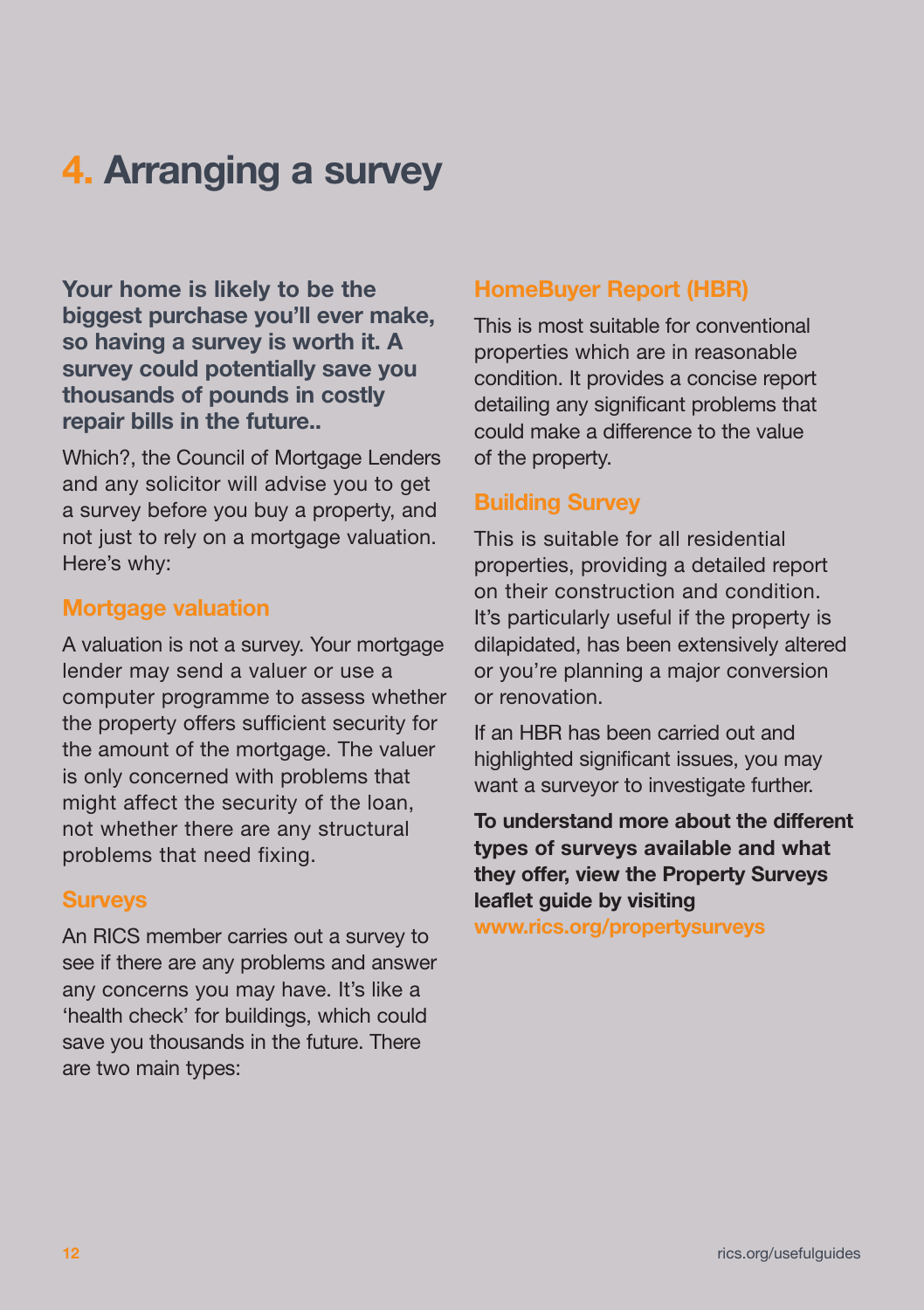# 4. Arranging a survey

**Your home is likely to be the biggest purchase you'll ever make, so having a survey is worth it. A survey could potentially save you thousands of pounds in costly repair bills in the future..**

Which?, the Council of Mortgage Lenders and any solicitor will advise you to get a survey before you buy a property, and not just to rely on a mortgage valuation. Here's why:

### Mortgage valuation

A valuation is not a survey. Your mortgage lender may send a valuer or use a computer programme to assess whether the property offers sufficient security for the amount of the mortgage. The valuer is only concerned with problems that might affect the security of the loan, not whether there are any structural problems that need fixing.

### Surveys

An RICS member carries out a survey to see if there are any problems and answer any concerns you may have. It's like a 'health check' for buildings, which could save you thousands in the future. There are two main types:

### HomeBuyer Report (HBR)

This is most suitable for conventional properties which are in reasonable condition. It provides a concise report detailing any significant problems that could make a difference to the value of the property.

### Building Survey

This is suitable for all residential properties, providing a detailed report on their construction and condition. It's particularly useful if the property is dilapidated, has been extensively altered or you're planning a major conversion or renovation.

If an HBR has been carried out and highlighted significant issues, you may want a surveyor to investigate further.

**To understand more about the different types of surveys available and what they offer, view the Property Surveys leaflet guide by visiting www.rics.org/propertysurveys**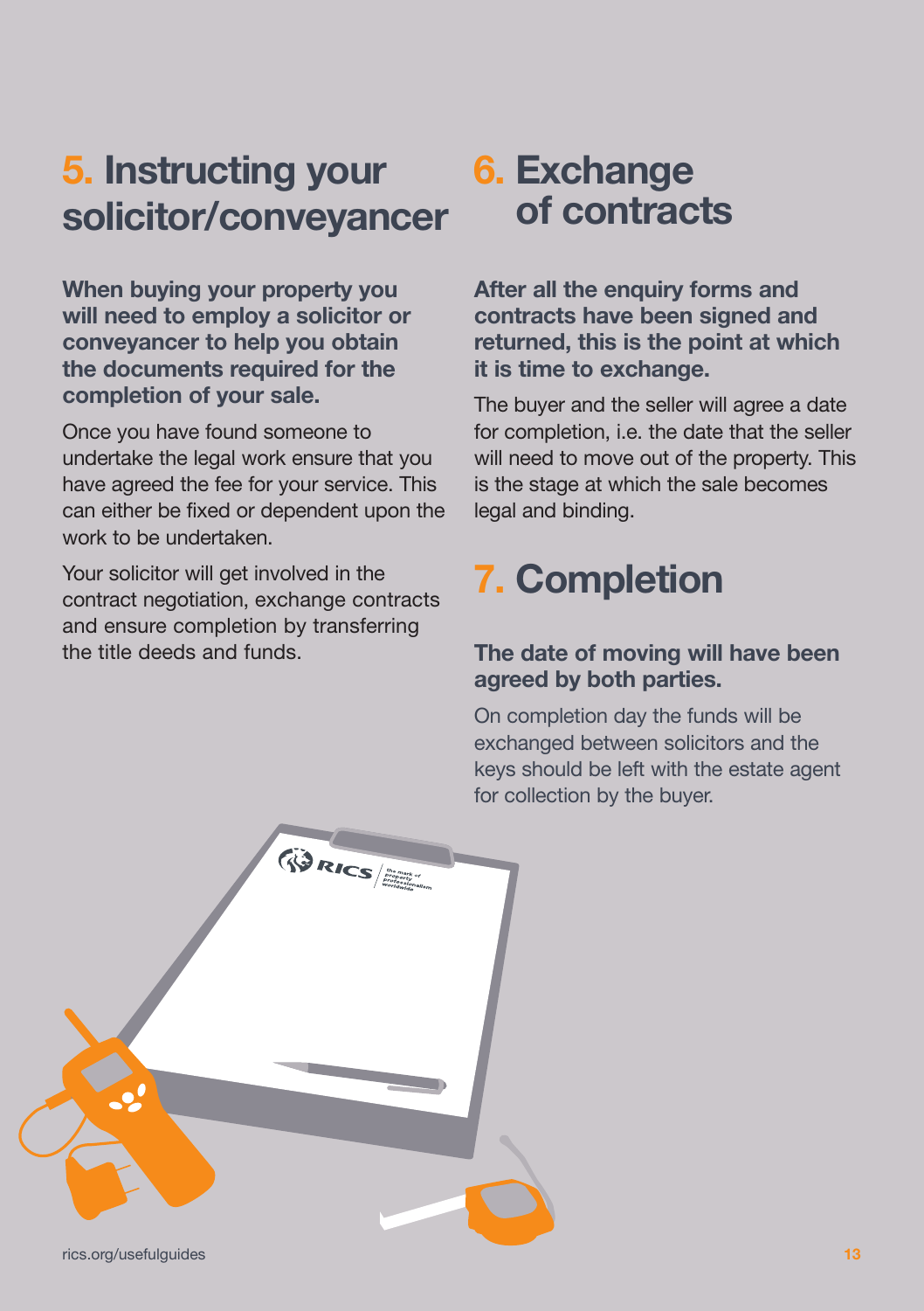## 5. Instructing your solicitor/conveyancer

**When buying your property you will need to employ a solicitor or conveyancer to help you obtain the documents required for the completion of your sale.**

Once you have found someone to undertake the legal work ensure that you have agreed the fee for your service. This can either be fixed or dependent upon the work to be undertaken.

Your solicitor will get involved in the contract negotiation, exchange contracts and ensure completion by transferring the title deeds and funds.

## 6. Exchange of contracts

**After all the enquiry forms and contracts have been signed and returned, this is the point at which it is time to exchange.**

The buyer and the seller will agree a date for completion, i.e. the date that the seller will need to move out of the property. This is the stage at which the sale becomes legal and binding.

## 7. Completion

**The date of moving will have been agreed by both parties.**

On completion day the funds will be exchanged between solicitors and the keys should be left with the estate agent for collection by the buyer.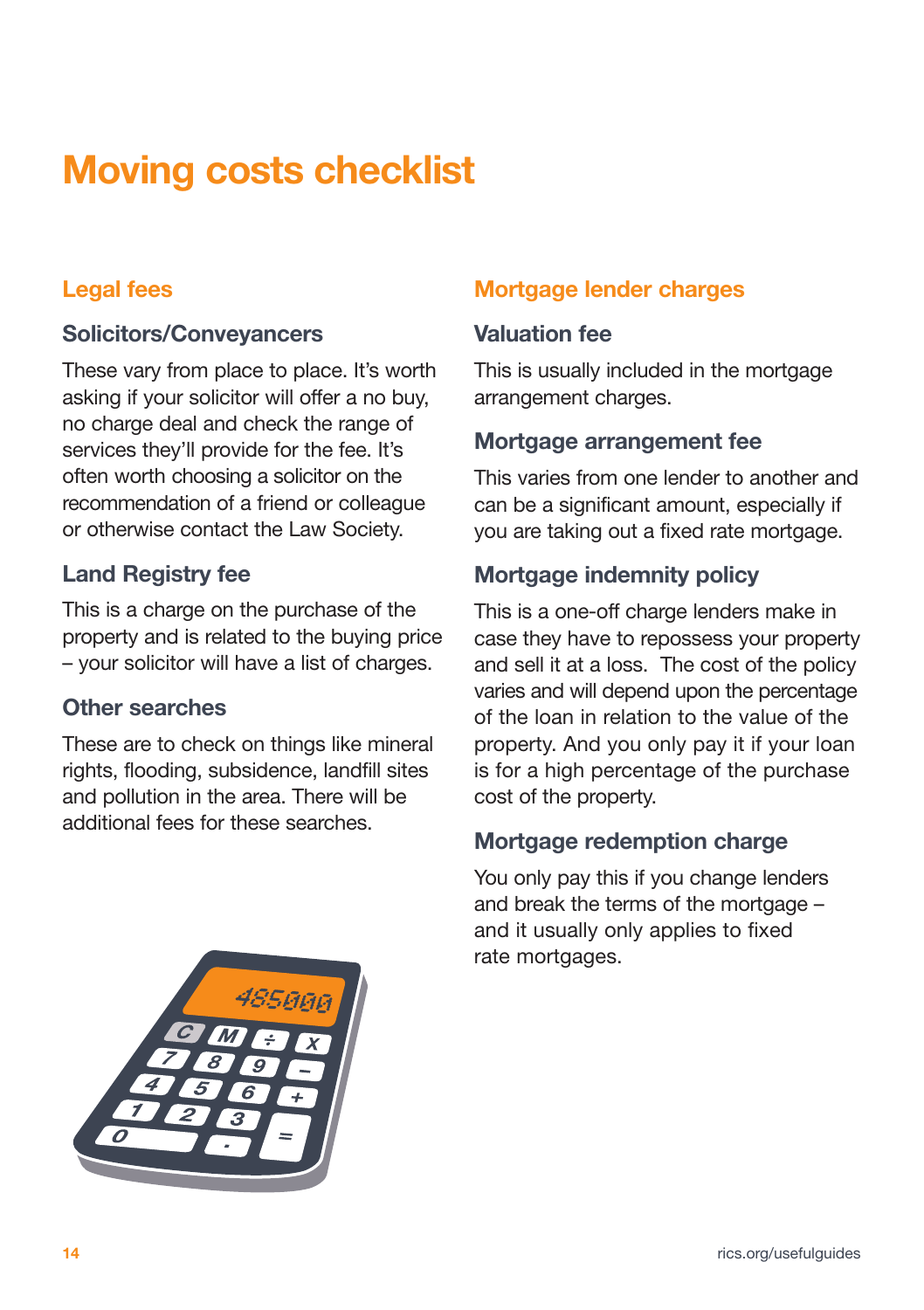# Moving costs checklist

## Legal fees

### Solicitors/Conveyancers

These vary from place to place. It's worth asking if your solicitor will offer a no buy, no charge deal and check the range of services they'll provide for the fee. It's often worth choosing a solicitor on the recommendation of a friend or colleague or otherwise contact the Law Society.

### Land Registry fee

This is a charge on the purchase of the property and is related to the buying price – your solicitor will have a list of charges.

### Other searches

These are to check on things like mineral rights, flooding, subsidence, landfill sites and pollution in the area. There will be additional fees for these searches.

## Mortgage lender charges

### Valuation fee

This is usually included in the mortgage arrangement charges.

### Mortgage arrangement fee

This varies from one lender to another and can be a significant amount, especially if you are taking out a fixed rate mortgage.

### Mortgage indemnity policy

This is a one-off charge lenders make in case they have to repossess your property and sell it at a loss. The cost of the policy varies and will depend upon the percentage of the loan in relation to the value of the property. And you only pay it if your loan is for a high percentage of the purchase cost of the property.

### Mortgage redemption charge

You only pay this if you change lenders and break the terms of the mortgage – and it usually only applies to fixed rate mortgages.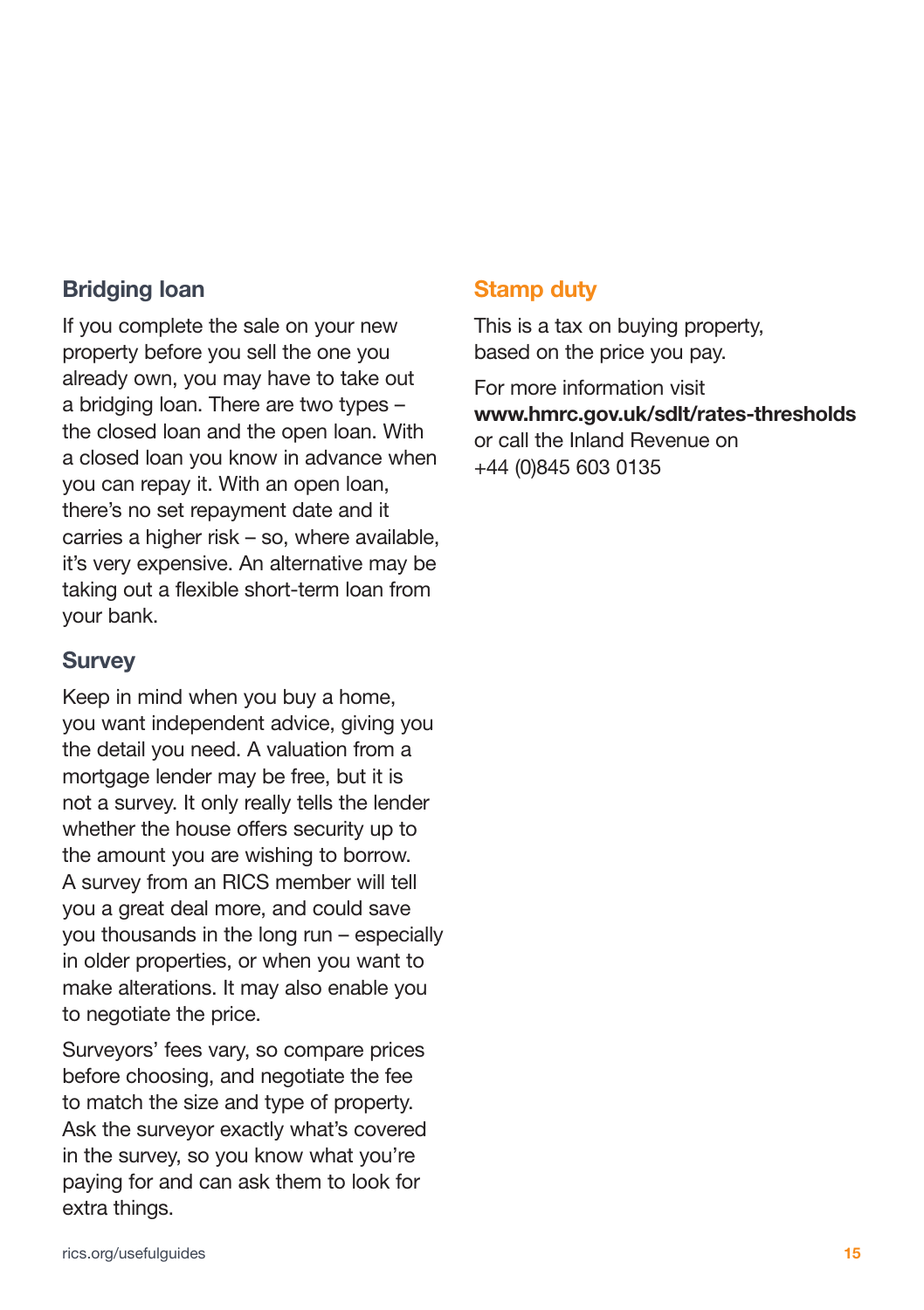## Bridging loan

If you complete the sale on your new property before you sell the one you already own, you may have to take out a bridging loan. There are two types – the closed loan and the open loan. With a closed loan you know in advance when you can repay it. With an open loan, there's no set repayment date and it carries a higher risk – so, where available, it's very expensive. An alternative may be taking out a flexible short-term loan from your bank.

## Survey

Keep in mind when you buy a home, you want independent advice, giving you the detail you need. A valuation from a mortgage lender may be free, but it is not a survey. It only really tells the lender whether the house offers security up to the amount you are wishing to borrow. A survey from an RICS member will tell you a great deal more, and could save you thousands in the long run – especially in older properties, or when you want to make alterations. It may also enable you to negotiate the price.

Surveyors' fees vary, so compare prices before choosing, and negotiate the fee to match the size and type of property. Ask the surveyor exactly what's covered in the survey, so you know what you're paying for and can ask them to look for extra things.

## Stamp duty

This is a tax on buying property, based on the price you pay.

For more information visit **www.hmrc.gov.uk/sdlt/rates-thresholds** or call the Inland Revenue on +44 (0)845 603 0135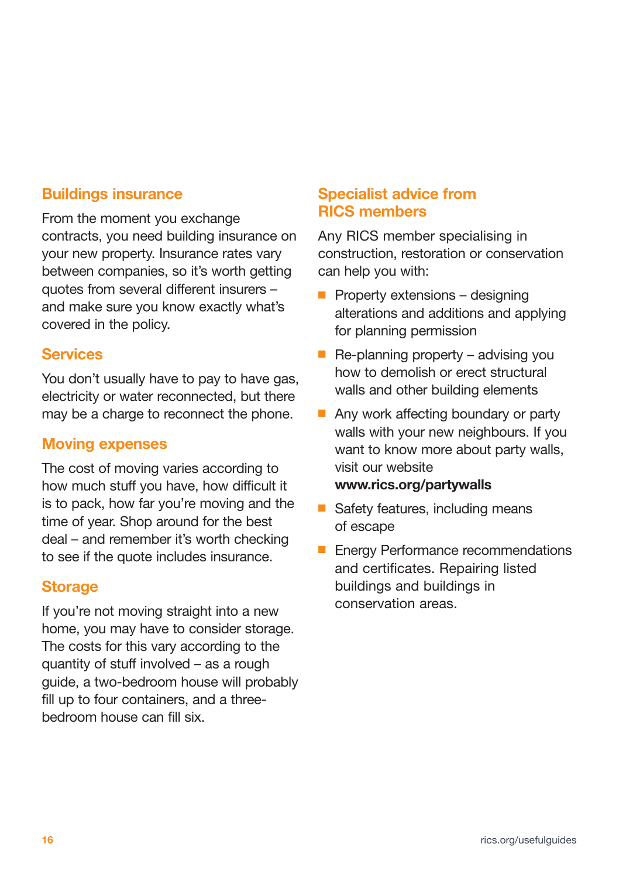## Buildings insurance

From the moment you exchange contracts, you need building insurance on your new property. Insurance rates vary between companies, so it's worth getting quotes from several different insurers – and make sure you know exactly what's covered in the policy.

## Services

You don't usually have to pay to have gas, electricity or water reconnected, but there may be a charge to reconnect the phone.

## Moving expenses

The cost of moving varies according to how much stuff you have, how difficult it is to pack, how far you're moving and the time of year. Shop around for the best deal – and remember it's worth checking to see if the quote includes insurance.

## Storage

If you're not moving straight into a new home, you may have to consider storage. The costs for this vary according to the quantity of stuff involved – as a rough guide, a two-bedroom house will probably fill up to four containers, and a three-bedroom house can fill six.

## Specialist advice from RICS members

Any RICS member specialising in construction, restoration or conservation can help you with:

- Property extensions – designing alterations and additions and applying for planning permission
- Re-planning property – advising you how to demolish or erect structural walls and other building elements
- Any work affecting boundary or party walls with your new neighbours. If you want to know more about party walls, visit our website **www.rics.org/partywalls**
- Safety features, including means of escape
- Energy Performance recommendations and certificates. Repairing listed buildings and buildings in conservation areas.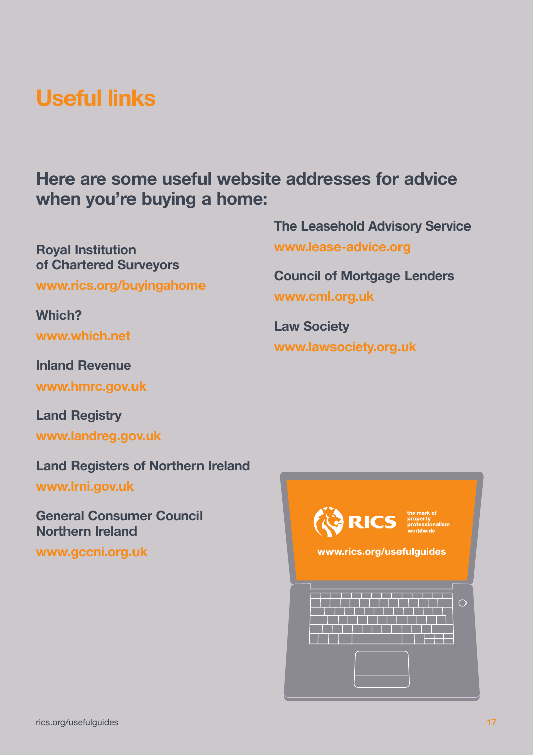# Useful links

## Here are some useful website addresses for advice when you're buying a home:

**Royal Institution of Chartered Surveyors**
www.rics.org/buyingahome

**Which?**
www.which.net

**Inland Revenue**
www.hmrc.gov.uk

**Land Registry**
www.landreg.gov.uk

**Land Registers of Northern Ireland**
www.lrni.gov.uk

**General Consumer Council Northern Ireland**
www.gccni.org.uk

**The Leasehold Advisory Service**
www.lease-advice.org

**Council of Mortgage Lenders**
www.cml.org.uk

**Law Society**
www.lawsociety.org.uk

RICS the mark of property professionalism worldwide

www.rics.org/usefulguides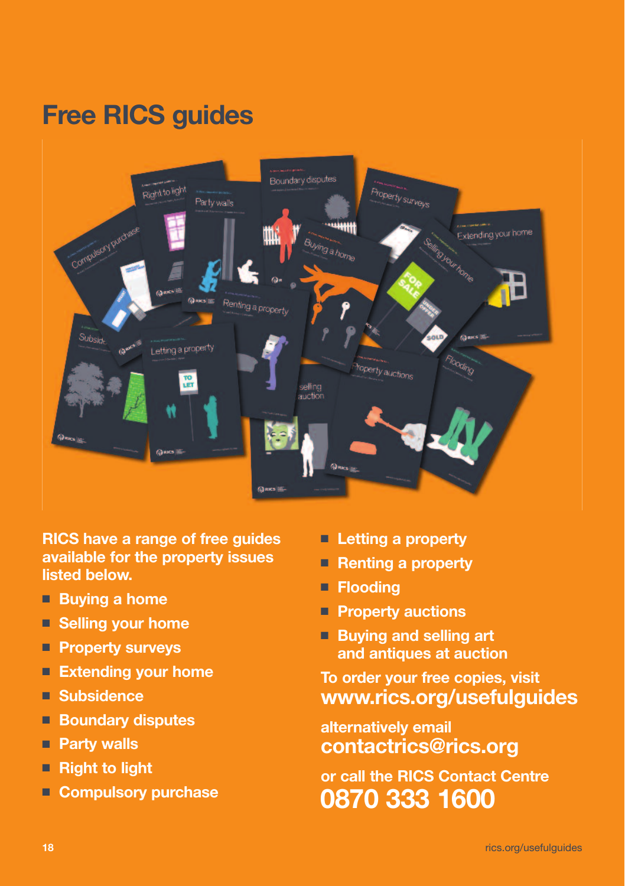# Free RICS guides

**RICS have a range of free guides available for the property issues listed below.**

- Buying a home
- Selling your home
- Property surveys
- Extending your home
- Subsidence
- Boundary disputes
- Party walls
- Right to light
- Compulsory purchase
- Letting a property
- Renting a property
- Flooding
- Property auctions
- Buying and selling art and antiques at auction

To order your free copies, visit
**www.rics.org/usefulguides**

alternatively email
**contactrics@rics.org**

or call the RICS Contact Centre
**0870 333 1600**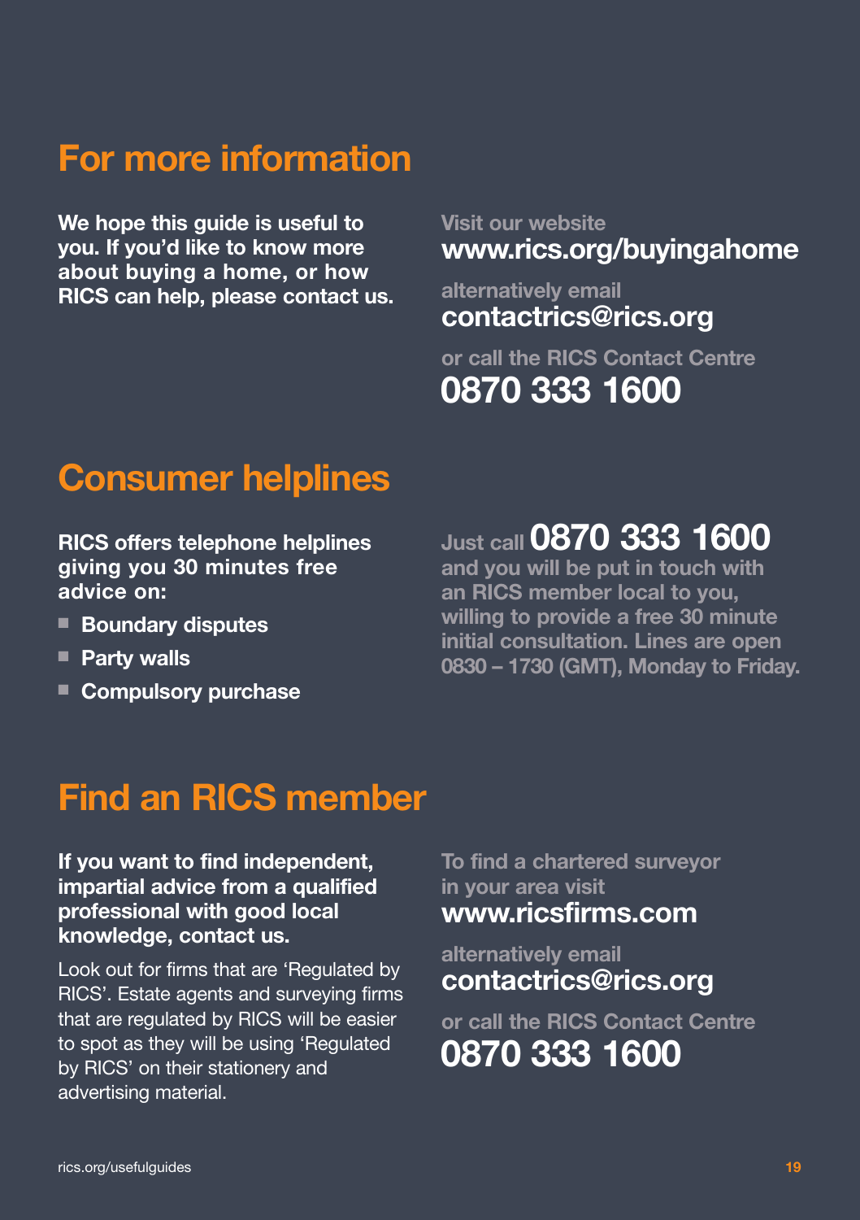## For more information

**We hope this guide is useful to you. If you'd like to know more about buying a home, or how RICS can help, please contact us.**

Visit our website
**www.rics.org/buyingahome**

alternatively email
**contactrics@rics.org**

or call the RICS Contact Centre
**0870 333 1600**

## Consumer helplines

**RICS offers telephone helplines giving you 30 minutes free advice on:**

- **Boundary disputes**
- **Party walls**
- **Compulsory purchase**

Just call **0870 333 1600** and you will be put in touch with an RICS member local to you, willing to provide a free 30 minute initial consultation. Lines are open 0830 – 1730 (GMT), Monday to Friday.

## Find an RICS member

**If you want to find independent, impartial advice from a qualified professional with good local knowledge, contact us.**

Look out for firms that are 'Regulated by RICS'. Estate agents and surveying firms that are regulated by RICS will be easier to spot as they will be using 'Regulated by RICS' on their stationery and advertising material.

To find a chartered surveyor in your area visit
**www.ricsfirms.com**

alternatively email
**contactrics@rics.org**

or call the RICS Contact Centre
**0870 333 1600**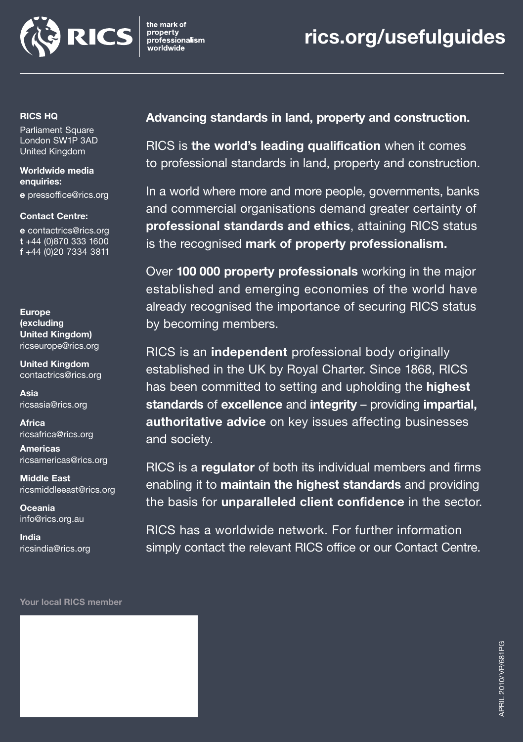RICS

the mark of property professionalism worldwide

rics.org/usefulguides

**RICS HQ**

Parliament Square
London SW1P 3AD
United Kingdom

**Worldwide media enquiries:**

**e** pressoffice@rics.org

**Contact Centre:**

**e** contactrics@rics.org
**t** +44 (0)870 333 1600
**f** +44 (0)20 7334 3811

**Europe (excluding United Kingdom)**
ricseurope@rics.org

**United Kingdom**
contactrics@rics.org

**Asia**
ricsasia@rics.org

**Africa**
ricsafrica@rics.org

**Americas**
ricsamericas@rics.org

**Middle East**
ricsmiddleeast@rics.org

**Oceania**
info@rics.org.au

**India**
ricsindia@rics.org

**Advancing standards in land, property and construction.**

RICS is **the world's leading qualification** when it comes to professional standards in land, property and construction.

In a world where more and more people, governments, banks and commercial organisations demand greater certainty of **professional standards and ethics**, attaining RICS status is the recognised **mark of property professionalism.**

Over **100 000 property professionals** working in the major established and emerging economies of the world have already recognised the importance of securing RICS status by becoming members.

RICS is an **independent** professional body originally established in the UK by Royal Charter. Since 1868, RICS has been committed to setting and upholding the **highest standards** of **excellence** and **integrity** – providing **impartial, authoritative advice** on key issues affecting businesses and society.

RICS is a **regulator** of both its individual members and firms enabling it to **maintain the highest standards** and providing the basis for **unparalleled client confidence** in the sector.

RICS has a worldwide network. For further information simply contact the relevant RICS office or our Contact Centre.

Your local RICS member

APRIL 2010/VP/681PG